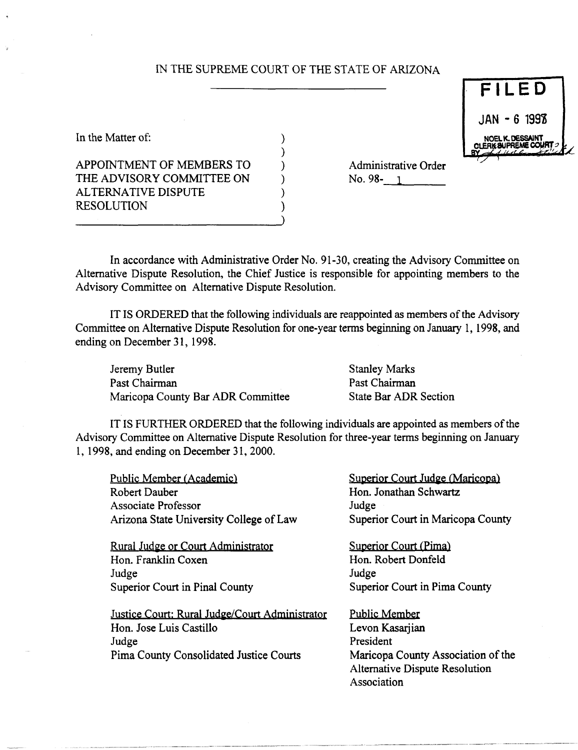# IN THE SUPREME COURT OF THE STATE OF ARIZONA

FILED
JAN - 6 1998
NOEL K. DESSAINT
CLERK SUPREME COURT
BY

In the Matter of:

APPOINTMENT OF MEMBERS TO THE ADVISORY COMMITTEE ON ALTERNATIVE DISPUTE RESOLUTION

Administrative Order No. 98- 1

In accordance with Administrative Order No. 91-30, creating the Advisory Committee on Alternative Dispute Resolution, the Chief Justice is responsible for appointing members to the Advisory Committee on Alternative Dispute Resolution.

IT IS ORDERED that the following individuals are reappointed as members of the Advisory Committee on Alternative Dispute Resolution for one-year terms beginning on January 1, 1998, and ending on December 31, 1998.

Jeremy Butler
Past Chairman
Maricopa County Bar ADR Committee

Stanley Marks
Past Chairman
State Bar ADR Section

IT IS FURTHER ORDERED that the following individuals are appointed as members of the Advisory Committee on Alternative Dispute Resolution for three-year terms beginning on January 1, 1998, and ending on December 31, 2000.

Public Member (Academic)
Robert Dauber
Associate Professor
Arizona State University College of Law

Rural Judge or Court Administrator
Hon. Franklin Coxen
Judge
Superior Court in Pinal County

Justice Court: Rural Judge/Court Administrator
Hon. Jose Luis Castillo
Judge
Pima County Consolidated Justice Courts

Superior Court Judge (Maricopa)
Hon. Jonathan Schwartz
Judge
Superior Court in Maricopa County

Superior Court (Pima)
Hon. Robert Donfeld
Judge
Superior Court in Pima County

Public Member
Levon Kasarjian
President
Maricopa County Association of the Alternative Dispute Resolution Association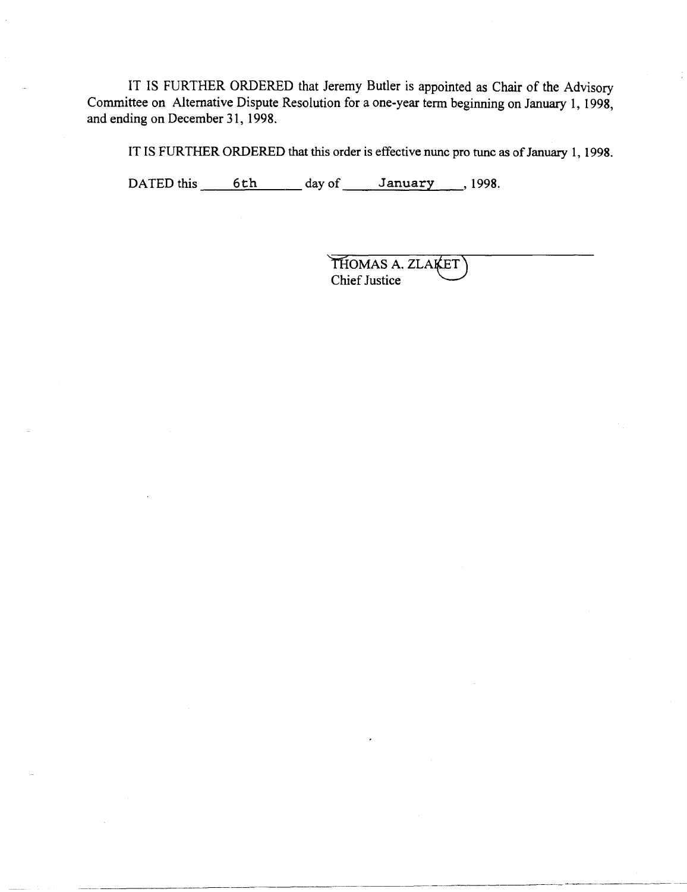IT IS FURTHER ORDERED that Jeremy Butler is appointed as Chair of the Advisory Committee on Alternative Dispute Resolution for a one-year term beginning on January 1, 1998, and ending on December 31, 1998.

IT IS FURTHER ORDERED that this order is effective nunc pro tunc as of January 1, 1998.

DATED this 6th day of January, 1998.

THOMAS A. ZLAKET
Chief Justice